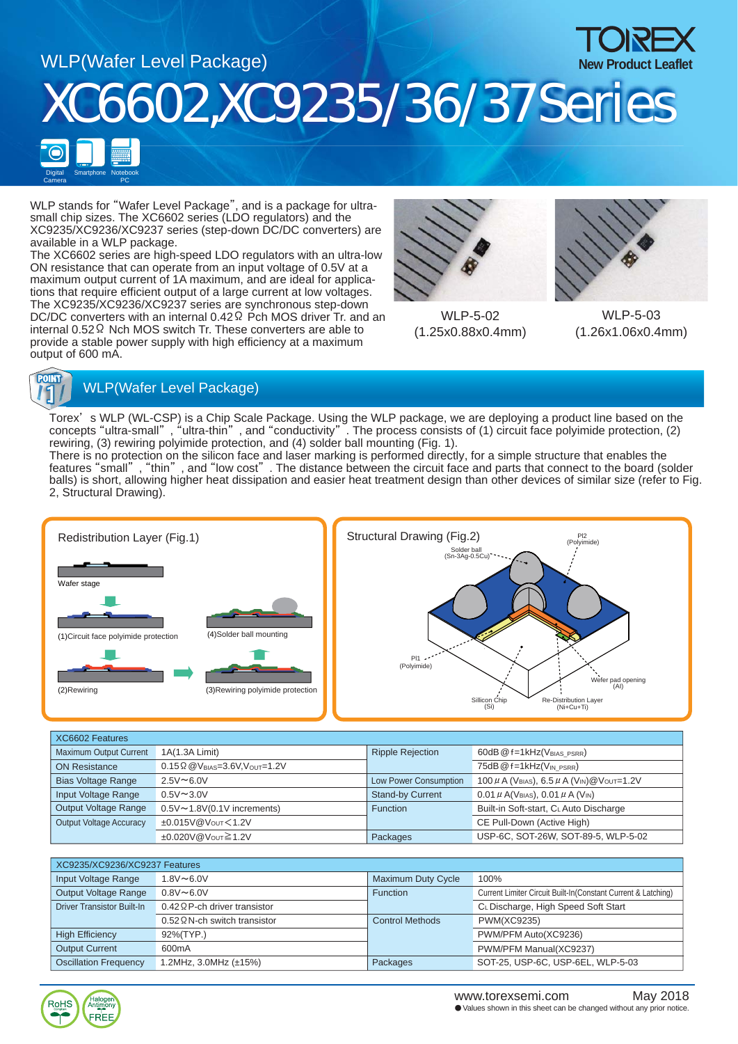WLP(Wafer Level Package)

TOREX New Product Leaflet

# XC6602,XC9235/36/37Series

Digital Camera · Smartphone · Notebook PC

WLP stands for "Wafer Level Package", and is a package for ultra-small chip sizes. The XC6602 series (LDO regulators) and the XC9235/XC9236/XC9237 series (step-down DC/DC converters) are available in a WLP package.
The XC6602 series are high-speed LDO regulators with an ultra-low ON resistance that can operate from an input voltage of 0.5V at a maximum output current of 1A maximum, and are ideal for applications that require efficient output of a large current at low voltages.
The XC9235/XC9236/XC9237 series are synchronous step-down DC/DC converters with an internal 0.42Ω Pch MOS driver Tr. and an internal 0.52Ω Nch MOS switch Tr. These converters are able to provide a stable power supply with high efficiency at a maximum output of 600 mA.

WLP-5-02 (1.25x0.88x0.4mm)

WLP-5-03 (1.26x1.06x0.4mm)

## POINT 1 WLP(Wafer Level Package)

Torex' s WLP (WL-CSP) is a Chip Scale Package. Using the WLP package, we are deploying a product line based on the concepts "ultra-small", "ultra-thin", and "conductivity". The process consists of (1) circuit face polyimide protection, (2) rewiring, (3) rewiring polyimide protection, and (4) solder ball mounting (Fig. 1).
There is no protection on the silicon face and laser marking is performed directly, for a simple structure that enables the features "small", "thin", and "low cost". The distance between the circuit face and parts that connect to the board (solder balls) is short, allowing higher heat dissipation and easier heat treatment design than other devices of similar size (refer to Fig. 2, Structural Drawing).

Redistribution Layer (Fig.1)

Wafer stage → (1)Circuit face polyimide protection → (2)Rewiring → (3)Rewiring polyimide protection → (4)Solder ball mounting

Structural Drawing (Fig.2)

Solder ball (Sn-3Ag-0.5Cu) · PI2 (Polyimide) · PI1 (Polyimide) · Wafer pad opening (Al) · Sillicon Chip (Si) · Re-Distribution Layer (Ni+Cu+Ti)

| XC6602 Features | | | |
|---|---|---|---|
| Maximum Output Current | 1A(1.3A Limit) | Ripple Rejection | 60dB@f=1kHz($V_{BIAS\_PSRR}$) |
| ON Resistance | 0.15Ω@$V_{BIAS}$=3.6V,$V_{OUT}$=1.2V | | 75dB@f=1kHz($V_{IN\_PSRR}$) |
| Bias Voltage Range | 2.5V~6.0V | Low Power Consumption | 100μA ($V_{BIAS}$), 6.5μA ($V_{IN}$)@$V_{OUT}$=1.2V |
| Input Voltage Range | 0.5V~3.0V | Stand-by Current | 0.01μA($V_{BIAS}$), 0.01μA ($V_{IN}$) |
| Output Voltage Range | 0.5V~1.8V(0.1V increments) | Function | Built-in Soft-start, $C_L$ Auto Discharge |
| Output Voltage Accuracy | ±0.015V@$V_{OUT}$<1.2V | | CE Pull-Down (Active High) |
| | ±0.020V@$V_{OUT}$≧1.2V | Packages | USP-6C, SOT-26W, SOT-89-5, WLP-5-02 |

| XC9235/XC9236/XC9237 Features | | | |
|---|---|---|---|
| Input Voltage Range | 1.8V~6.0V | Maximum Duty Cycle | 100% |
| Output Voltage Range | 0.8V~6.0V | Function | Current Limiter Circuit Built-In(Constant Current & Latching) |
| Driver Transistor Built-In | 0.42ΩP-ch driver transistor | | $C_L$ Discharge, High Speed Soft Start |
| | 0.52ΩN-ch switch transistor | Control Methods | PWM(XC9235) |
| High Efficiency | 92%(TYP.) | | PWM/PFM Auto(XC9236) |
| Output Current | 600mA | | PWM/PFM Manual(XC9237) |
| Oscillation Frequency | 1.2MHz, 3.0MHz (±15%) | Packages | SOT-25, USP-6C, USP-6EL, WLP-5-03 |

RoHS Compliant · Halogen Antimony FREE

www.torexsemi.com May 2018

● Values shown in this sheet can be changed without any prior notice.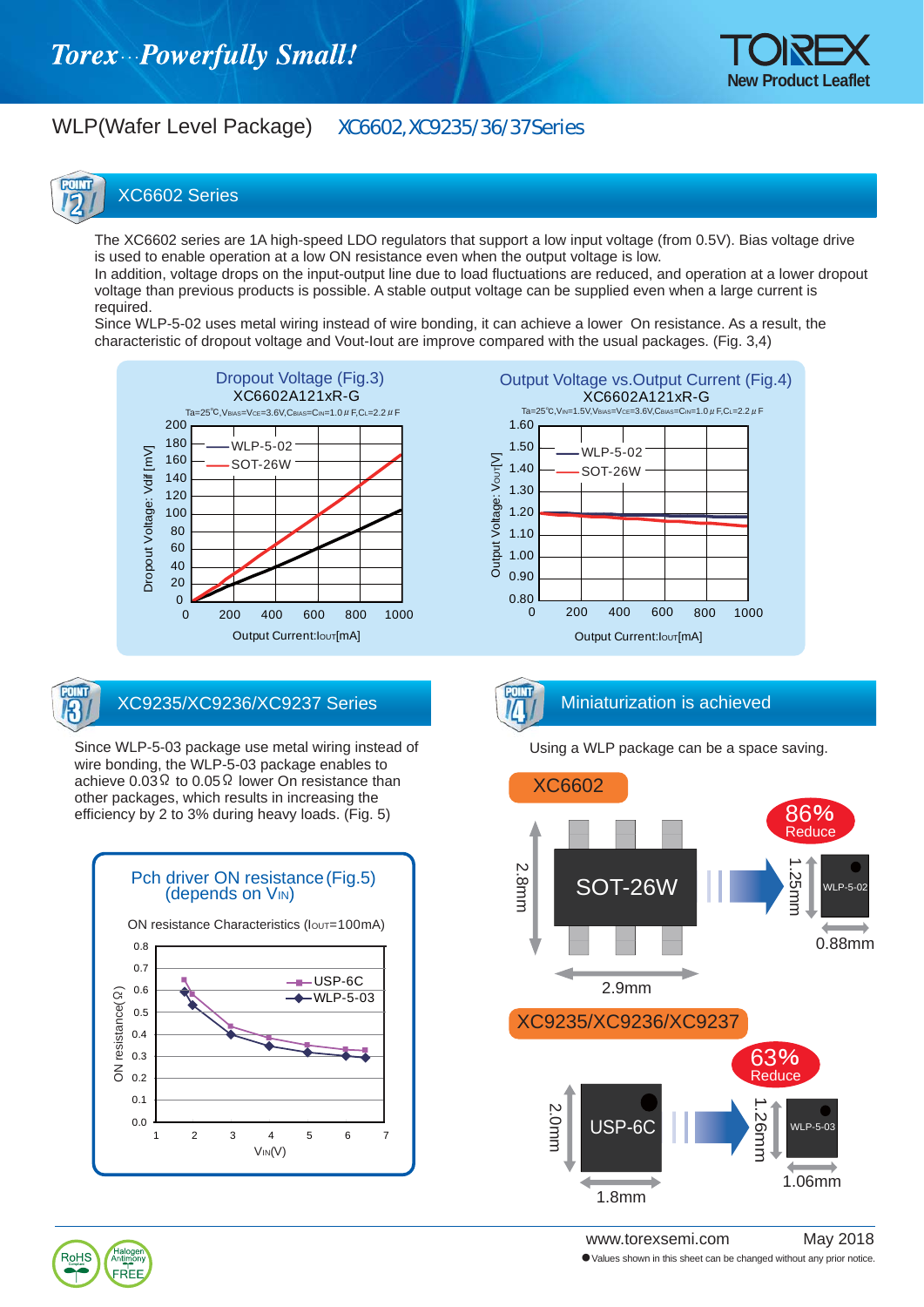Torex…Powerfully Small!

TOREX New Product Leaflet

# WLP(Wafer Level Package) XC6602,XC9235/36/37Series

## POINT 2 XC6602 Series

The XC6602 series are 1A high-speed LDO regulators that support a low input voltage (from 0.5V). Bias voltage drive is used to enable operation at a low ON resistance even when the output voltage is low.
In addition, voltage drops on the input-output line due to load fluctuations are reduced, and operation at a lower dropout voltage than previous products is possible. A stable output voltage can be supplied even when a large current is required.
Since WLP-5-02 uses metal wiring instead of wire bonding, it can achieve a lower On resistance. As a result, the characteristic of dropout voltage and Vout-Iout are improve compared with the usual packages. (Fig. 3,4)

Dropout Voltage (Fig.3)
XC6602A121xR-G
Ta=25℃,VBIAS=VCE=3.6V,CBIAS=CIN=1.0μF,CL=2.2μF
Dropout Voltage: Vdif [mV]
0 20 40 60 80 100 120 140 160 180 200
WLP-5-02
SOT-26W
0 200 400 600 800 1000
Output Current:IOUT[mA]

Output Voltage vs.Output Current (Fig.4)
XC6602A121xR-G
Ta=25℃,VIN=1.5V,VBIAS=VCE=3.6V,CBIAS=CIN=1.0μF,CL=2.2μF
Output Voltage: VOUT[V]
0.80 0.90 1.00 1.10 1.20 1.30 1.40 1.50 1.60
WLP-5-02
SOT-26W
0 200 400 600 800 1000
Output Current:IOUT[mA]

## POINT 3 XC9235/XC9236/XC9237 Series

Since WLP-5-03 package use metal wiring instead of wire bonding, the WLP-5-03 package enables to achieve 0.03Ω to 0.05Ω lower On resistance than other packages, which results in increasing the efficiency by 2 to 3% during heavy loads. (Fig. 5)

Pch driver ON resistance (Fig.5)
(depends on VIN)
ON resistance Characteristics (IOUT=100mA)
ON resistance(Ω)
0.0 0.1 0.2 0.3 0.4 0.5 0.6 0.7 0.8
USP-6C
WLP-5-03
1 2 3 4 5 6 7
VIN(V)

## POINT 4 Miniaturization is achieved

Using a WLP package can be a space saving.

XC6602
SOT-26W
2.8mm
2.9mm
86% Reduce
WLP-5-02
1.25mm
0.88mm

XC9235/XC9236/XC9237
USP-6C
2.0mm
1.8mm
63% Reduce
WLP-5-03
1.26mm
1.06mm

RoHS Compliant / Halogen Antimony FREE

www.torexsemi.com May 2018

● Values shown in this sheet can be changed without any prior notice.